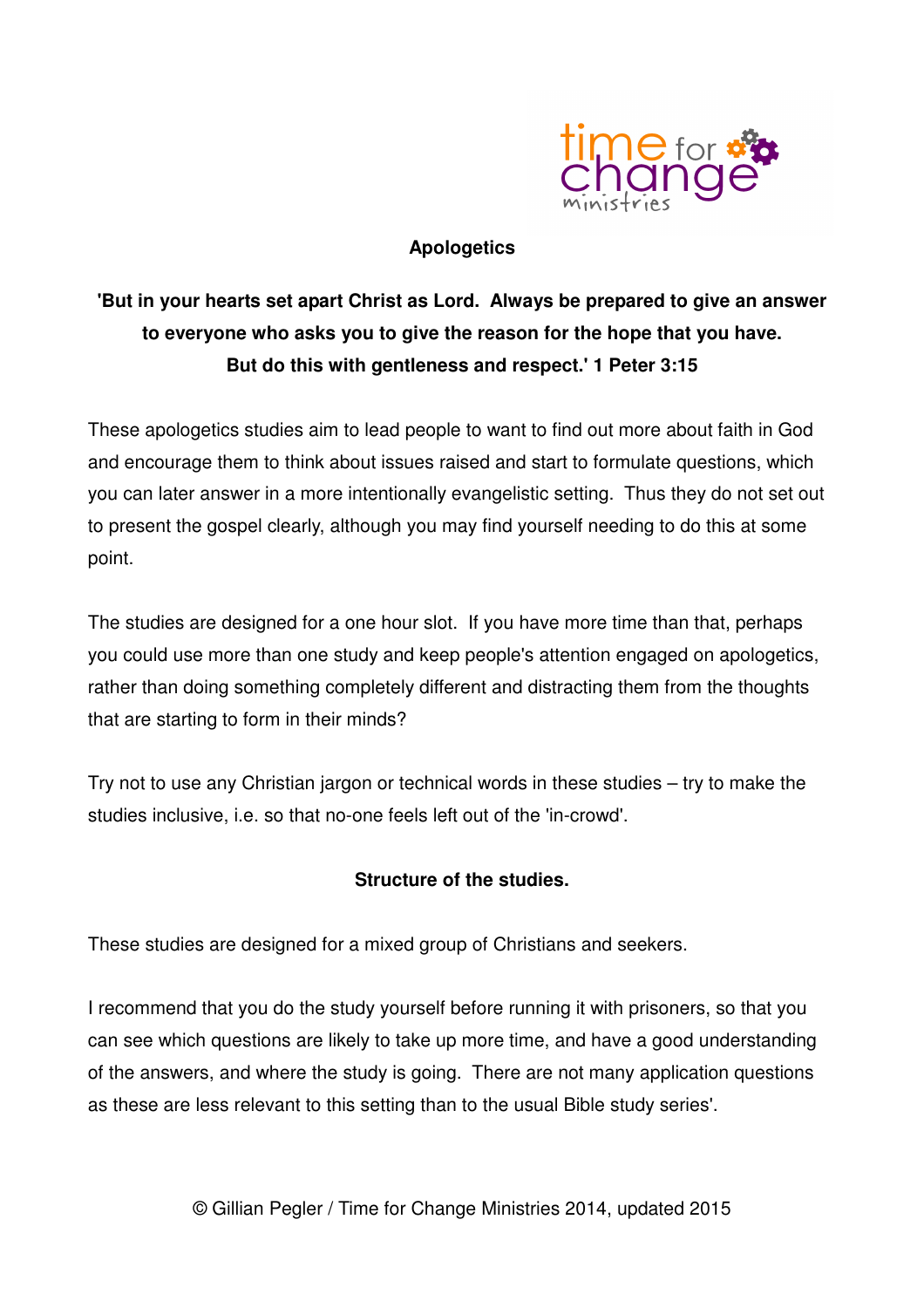# Apologetics

**'But in your hearts set apart Christ as Lord. Always be prepared to give an answer to everyone who asks you to give the reason for the hope that you have. But do this with gentleness and respect.' 1 Peter 3:15**

These apologetics studies aim to lead people to want to find out more about faith in God and encourage them to think about issues raised and start to formulate questions, which you can later answer in a more intentionally evangelistic setting. Thus they do not set out to present the gospel clearly, although you may find yourself needing to do this at some point.

The studies are designed for a one hour slot. If you have more time than that, perhaps you could use more than one study and keep people's attention engaged on apologetics, rather than doing something completely different and distracting them from the thoughts that are starting to form in their minds?

Try not to use any Christian jargon or technical words in these studies – try to make the studies inclusive, i.e. so that no-one feels left out of the 'in-crowd'.

## Structure of the studies.

These studies are designed for a mixed group of Christians and seekers.

I recommend that you do the study yourself before running it with prisoners, so that you can see which questions are likely to take up more time, and have a good understanding of the answers, and where the study is going. There are not many application questions as these are less relevant to this setting than to the usual Bible study series'.

© Gillian Pegler / Time for Change Ministries 2014, updated 2015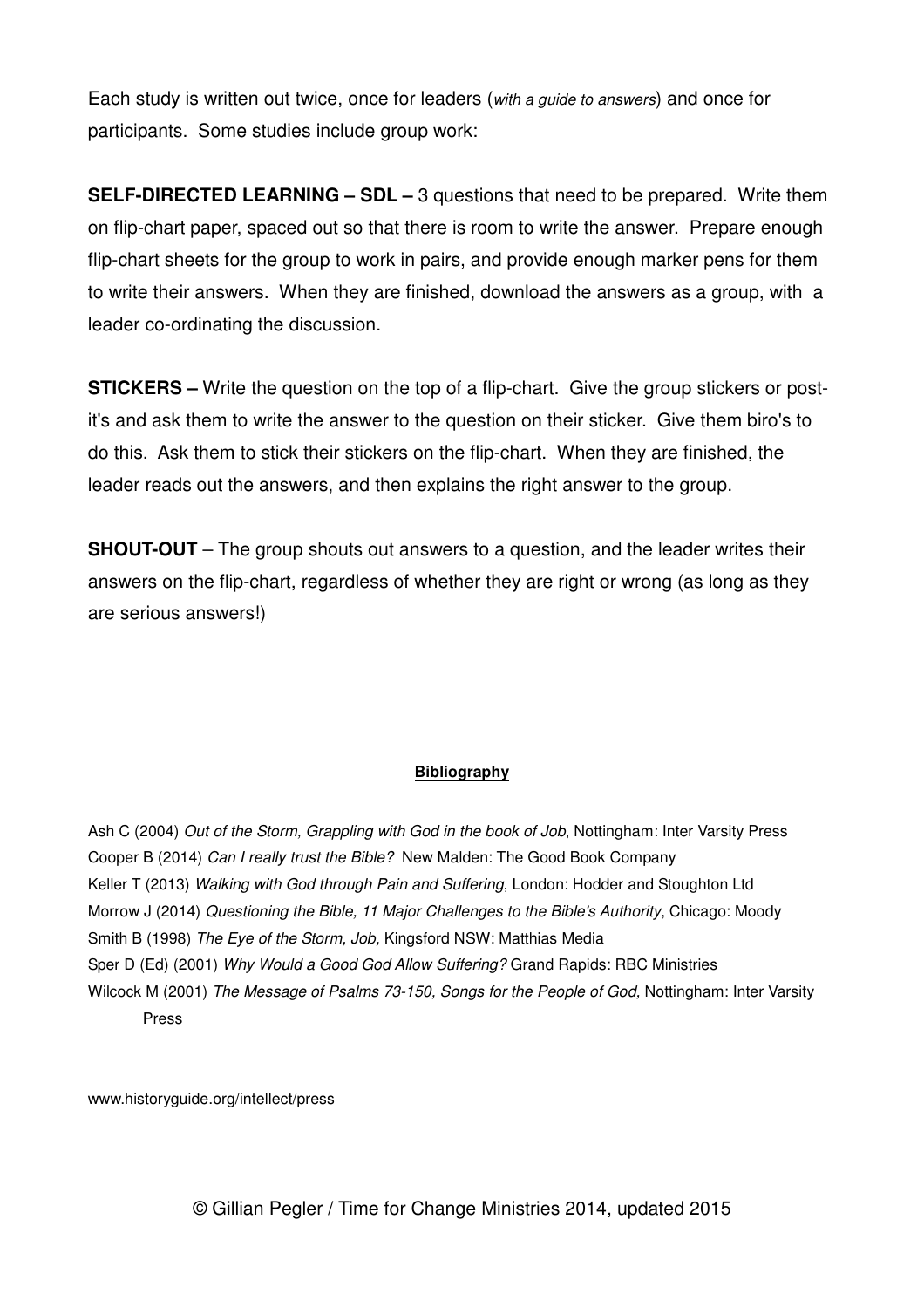Each study is written out twice, once for leaders (*with a guide to answers*) and once for participants. Some studies include group work:

**SELF-DIRECTED LEARNING – SDL –** 3 questions that need to be prepared. Write them on flip-chart paper, spaced out so that there is room to write the answer. Prepare enough flip-chart sheets for the group to work in pairs, and provide enough marker pens for them to write their answers. When they are finished, download the answers as a group, with a leader co-ordinating the discussion.

**STICKERS –** Write the question on the top of a flip-chart. Give the group stickers or post-it's and ask them to write the answer to the question on their sticker. Give them biro's to do this. Ask them to stick their stickers on the flip-chart. When they are finished, the leader reads out the answers, and then explains the right answer to the group.

**SHOUT-OUT** – The group shouts out answers to a question, and the leader writes their answers on the flip-chart, regardless of whether they are right or wrong (as long as they are serious answers!)

## Bibliography

Ash C (2004) *Out of the Storm, Grappling with God in the book of Job*, Nottingham: Inter Varsity Press

Cooper B (2014) *Can I really trust the Bible?* New Malden: The Good Book Company

Keller T (2013) *Walking with God through Pain and Suffering*, London: Hodder and Stoughton Ltd

Morrow J (2014) *Questioning the Bible, 11 Major Challenges to the Bible's Authority*, Chicago: Moody

Smith B (1998) *The Eye of the Storm, Job,* Kingsford NSW: Matthias Media

Sper D (Ed) (2001) *Why Would a Good God Allow Suffering?* Grand Rapids: RBC Ministries

Wilcock M (2001) *The Message of Psalms 73-150, Songs for the People of God,* Nottingham: Inter Varsity Press

www.historyguide.org/intellect/press

© Gillian Pegler / Time for Change Ministries 2014, updated 2015